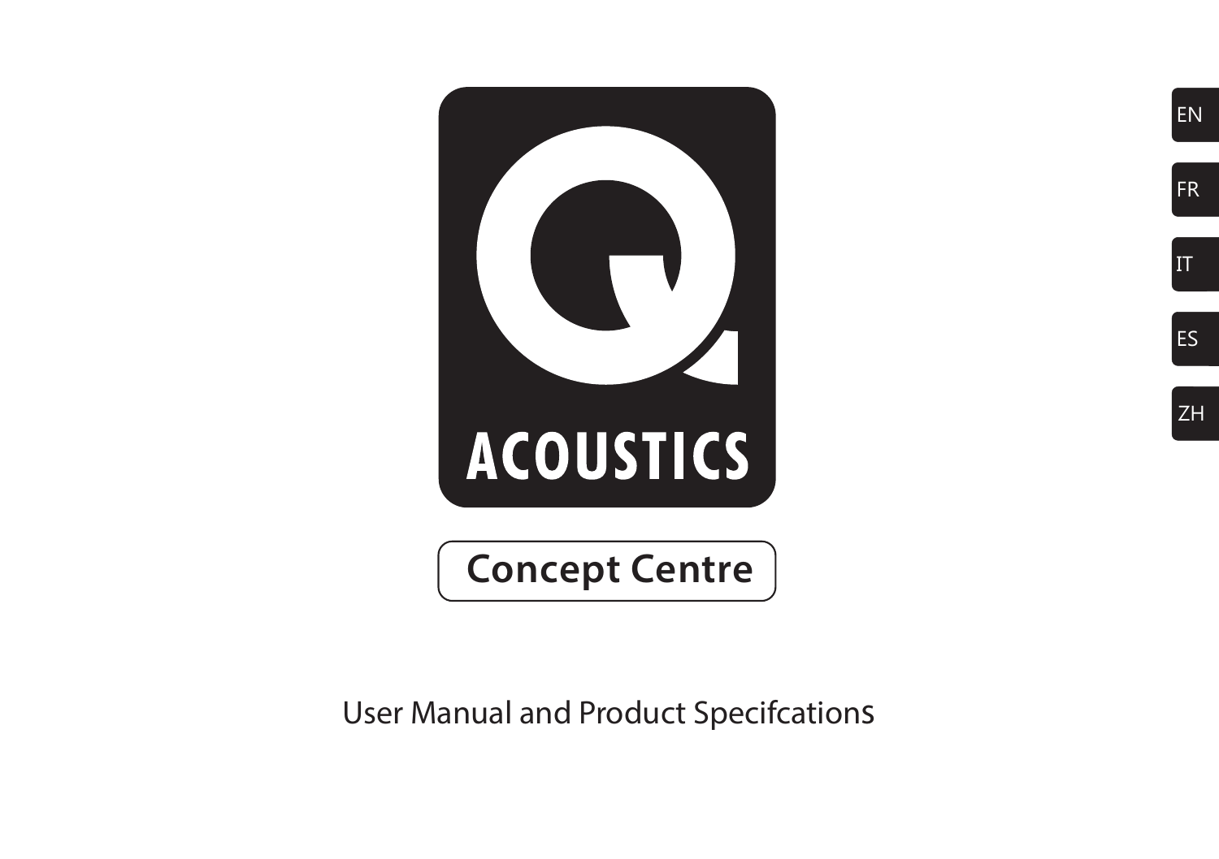ACOUSTICS

# Concept Centre

User Manual and Product Specifcations

EN

FR

IT

ES

ZH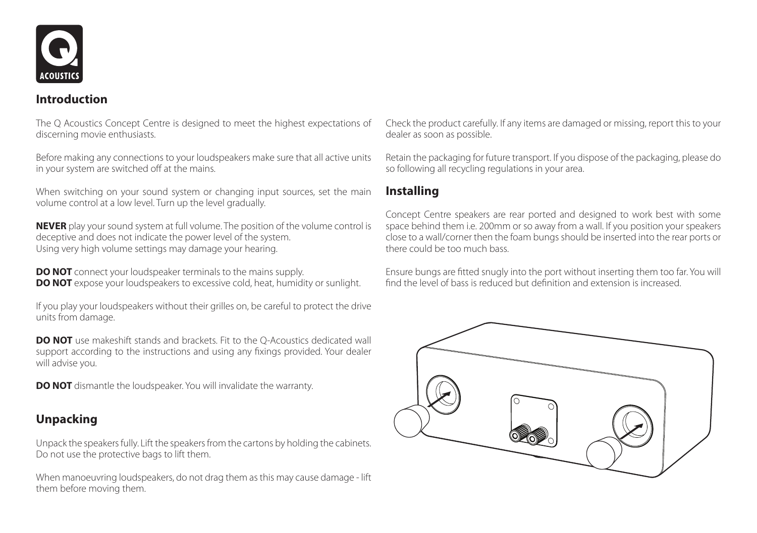## Introduction

The Q Acoustics Concept Centre is designed to meet the highest expectations of discerning movie enthusiasts.

Before making any connections to your loudspeakers make sure that all active units in your system are switched off at the mains.

When switching on your sound system or changing input sources, set the main volume control at a low level. Turn up the level gradually.

**NEVER** play your sound system at full volume. The position of the volume control is deceptive and does not indicate the power level of the system.
Using very high volume settings may damage your hearing.

**DO NOT** connect your loudspeaker terminals to the mains supply.
**DO NOT** expose your loudspeakers to excessive cold, heat, humidity or sunlight.

If you play your loudspeakers without their grilles on, be careful to protect the drive units from damage.

**DO NOT** use makeshift stands and brackets. Fit to the Q-Acoustics dedicated wall support according to the instructions and using any fixings provided. Your dealer will advise you.

**DO NOT** dismantle the loudspeaker. You will invalidate the warranty.

## Unpacking

Unpack the speakers fully. Lift the speakers from the cartons by holding the cabinets. Do not use the protective bags to lift them.

When manoeuvring loudspeakers, do not drag them as this may cause damage - lift them before moving them.

Check the product carefully. If any items are damaged or missing, report this to your dealer as soon as possible.

Retain the packaging for future transport. If you dispose of the packaging, please do so following all recycling regulations in your area.

## Installing

Concept Centre speakers are rear ported and designed to work best with some space behind them i.e. 200mm or so away from a wall. If you position your speakers close to a wall/corner then the foam bungs should be inserted into the rear ports or there could be too much bass.

Ensure bungs are fitted snugly into the port without inserting them too far. You will find the level of bass is reduced but definition and extension is increased.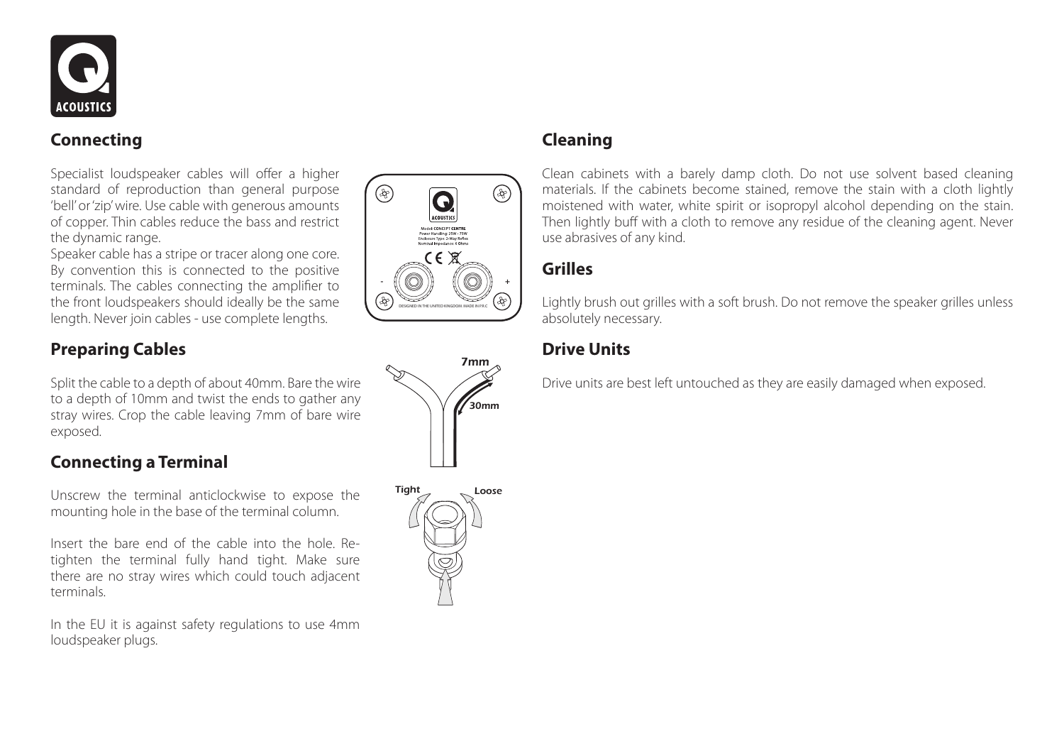## Connecting

Specialist loudspeaker cables will offer a higher standard of reproduction than general purpose 'bell' or 'zip' wire. Use cable with generous amounts of copper. Thin cables reduce the bass and restrict the dynamic range.

Speaker cable has a stripe or tracer along one core. By convention this is connected to the positive terminals. The cables connecting the amplifier to the front loudspeakers should ideally be the same length. Never join cables - use complete lengths.

## Preparing Cables

Split the cable to a depth of about 40mm. Bare the wire to a depth of 10mm and twist the ends to gather any stray wires. Crop the cable leaving 7mm of bare wire exposed.

## Connecting a Terminal

Unscrew the terminal anticlockwise to expose the mounting hole in the base of the terminal column.

Insert the bare end of the cable into the hole. Re-tighten the terminal fully hand tight. Make sure there are no stray wires which could touch adjacent terminals.

In the EU it is against safety regulations to use 4mm loudspeaker plugs.

## Cleaning

Clean cabinets with a barely damp cloth. Do not use solvent based cleaning materials. If the cabinets become stained, remove the stain with a cloth lightly moistened with water, white spirit or isopropyl alcohol depending on the stain. Then lightly buff with a cloth to remove any residue of the cleaning agent. Never use abrasives of any kind.

## Grilles

Lightly brush out grilles with a soft brush. Do not remove the speaker grilles unless absolutely necessary.

## Drive Units

Drive units are best left untouched as they are easily damaged when exposed.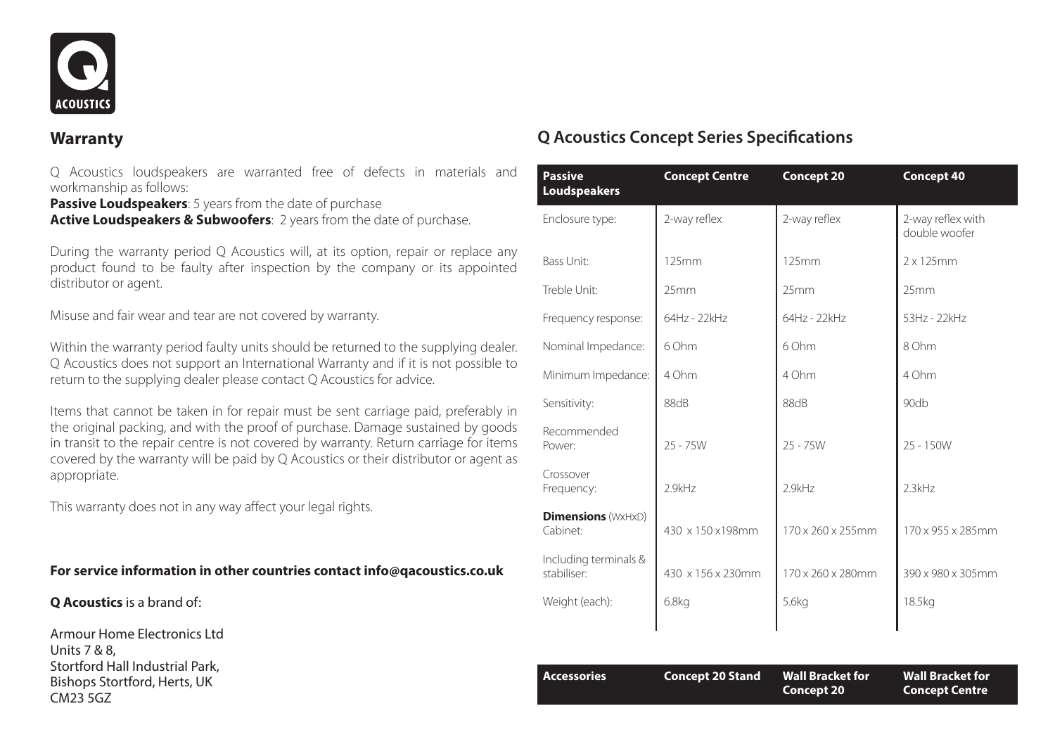## Warranty

Q Acoustics loudspeakers are warranted free of defects in materials and workmanship as follows:
**Passive Loudspeakers**: 5 years from the date of purchase
**Active Loudspeakers & Subwoofers**: 2 years from the date of purchase.

During the warranty period Q Acoustics will, at its option, repair or replace any product found to be faulty after inspection by the company or its appointed distributor or agent.

Misuse and fair wear and tear are not covered by warranty.

Within the warranty period faulty units should be returned to the supplying dealer. Q Acoustics does not support an International Warranty and if it is not possible to return to the supplying dealer please contact Q Acoustics for advice.

Items that cannot be taken in for repair must be sent carriage paid, preferably in the original packing, and with the proof of purchase. Damage sustained by goods in transit to the repair centre is not covered by warranty. Return carriage for items covered by the warranty will be paid by Q Acoustics or their distributor or agent as appropriate.

This warranty does not in any way affect your legal rights.

**For service information in other countries contact info@qacoustics.co.uk**

**Q Acoustics** is a brand of:

Armour Home Electronics Ltd
Units 7 & 8,
Stortford Hall Industrial Park,
Bishops Stortford, Herts, UK
CM23 5GZ

## Q Acoustics Concept Series Specifications

| Passive Loudspeakers | Concept Centre | Concept 20 | Concept 40 |
|---|---|---|---|
| Enclosure type: | 2-way reflex | 2-way reflex | 2-way reflex with double woofer |
| Bass Unit: | 125mm | 125mm | 2 x 125mm |
| Treble Unit: | 25mm | 25mm | 25mm |
| Frequency response: | 64Hz - 22kHz | 64Hz - 22kHz | 53Hz - 22kHz |
| Nominal Impedance: | 6 Ohm | 6 Ohm | 8 Ohm |
| Minimum Impedance: | 4 Ohm | 4 Ohm | 4 Ohm |
| Sensitivity: | 88dB | 88dB | 90db |
| Recommended Power: | 25 - 75W | 25 - 75W | 25 - 150W |
| Crossover Frequency: | 2.9kHz | 2.9kHz | 2.3kHz |
| **Dimensions** (WxHxD) Cabinet: | 430 x 150 x198mm | 170 x 260 x 255mm | 170 x 955 x 285mm |
| Including terminals & stabiliser: | 430 x 156 x 230mm | 170 x 260 x 280mm | 390 x 980 x 305mm |
| Weight (each): | 6.8kg | 5.6kg | 18.5kg |

| Accessories | Concept 20 Stand | Wall Bracket for Concept 20 | Wall Bracket for Concept Centre |
|---|---|---|---|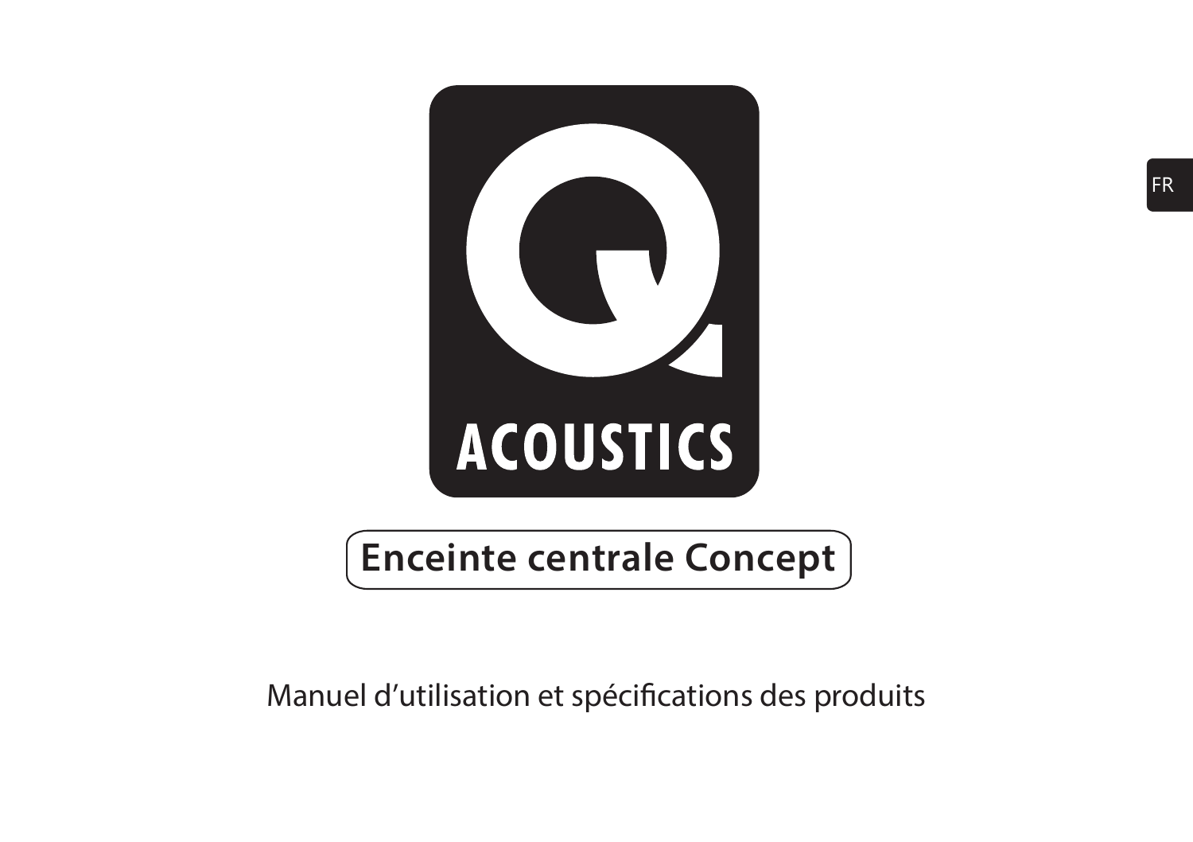# Enceinte centrale Concept

Manuel d'utilisation et spécifications des produits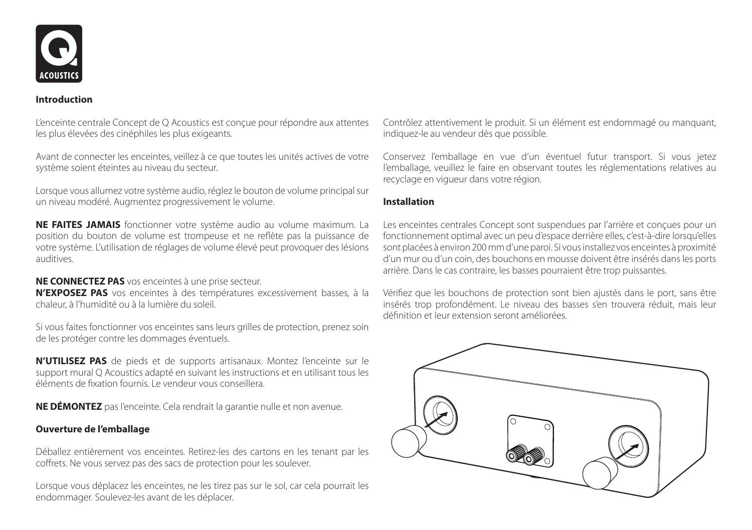## Introduction

L'enceinte centrale Concept de Q Acoustics est conçue pour répondre aux attentes les plus élevées des cinéphiles les plus exigeants.

Avant de connecter les enceintes, veillez à ce que toutes les unités actives de votre système soient éteintes au niveau du secteur.

Lorsque vous allumez votre système audio, réglez le bouton de volume principal sur un niveau modéré. Augmentez progressivement le volume.

**NE FAITES JAMAIS** fonctionner votre système audio au volume maximum. La position du bouton de volume est trompeuse et ne reflète pas la puissance de votre système. L'utilisation de réglages de volume élevé peut provoquer des lésions auditives.

**NE CONNECTEZ PAS** vos enceintes à une prise secteur.
**N'EXPOSEZ PAS** vos enceintes à des températures excessivement basses, à la chaleur, à l'humidité ou à la lumière du soleil.

Si vous faites fonctionner vos enceintes sans leurs grilles de protection, prenez soin de les protéger contre les dommages éventuels.

**N'UTILISEZ PAS** de pieds et de supports artisanaux. Montez l'enceinte sur le support mural Q Acoustics adapté en suivant les instructions et en utilisant tous les éléments de fixation fournis. Le vendeur vous conseillera.

**NE DÉMONTEZ** pas l'enceinte. Cela rendrait la garantie nulle et non avenue.

## Ouverture de l'emballage

Déballez entièrement vos enceintes. Retirez-les des cartons en les tenant par les coffrets. Ne vous servez pas des sacs de protection pour les soulever.

Lorsque vous déplacez les enceintes, ne les tirez pas sur le sol, car cela pourrait les endommager. Soulevez-les avant de les déplacer.

Contrôlez attentivement le produit. Si un élément est endommagé ou manquant, indiquez-le au vendeur dès que possible.

Conservez l'emballage en vue d'un éventuel futur transport. Si vous jetez l'emballage, veuillez le faire en observant toutes les réglementations relatives au recyclage en vigueur dans votre région.

## Installation

Les enceintes centrales Concept sont suspendues par l'arrière et conçues pour un fonctionnement optimal avec un peu d'espace derrière elles, c'est-à-dire lorsqu'elles sont placées à environ 200 mm d'une paroi. Si vous installez vos enceintes à proximité d'un mur ou d'un coin, des bouchons en mousse doivent être insérés dans les ports arrière. Dans le cas contraire, les basses pourraient être trop puissantes.

Vérifiez que les bouchons de protection sont bien ajustés dans le port, sans être insérés trop profondément. Le niveau des basses s'en trouvera réduit, mais leur définition et leur extension seront améliorées.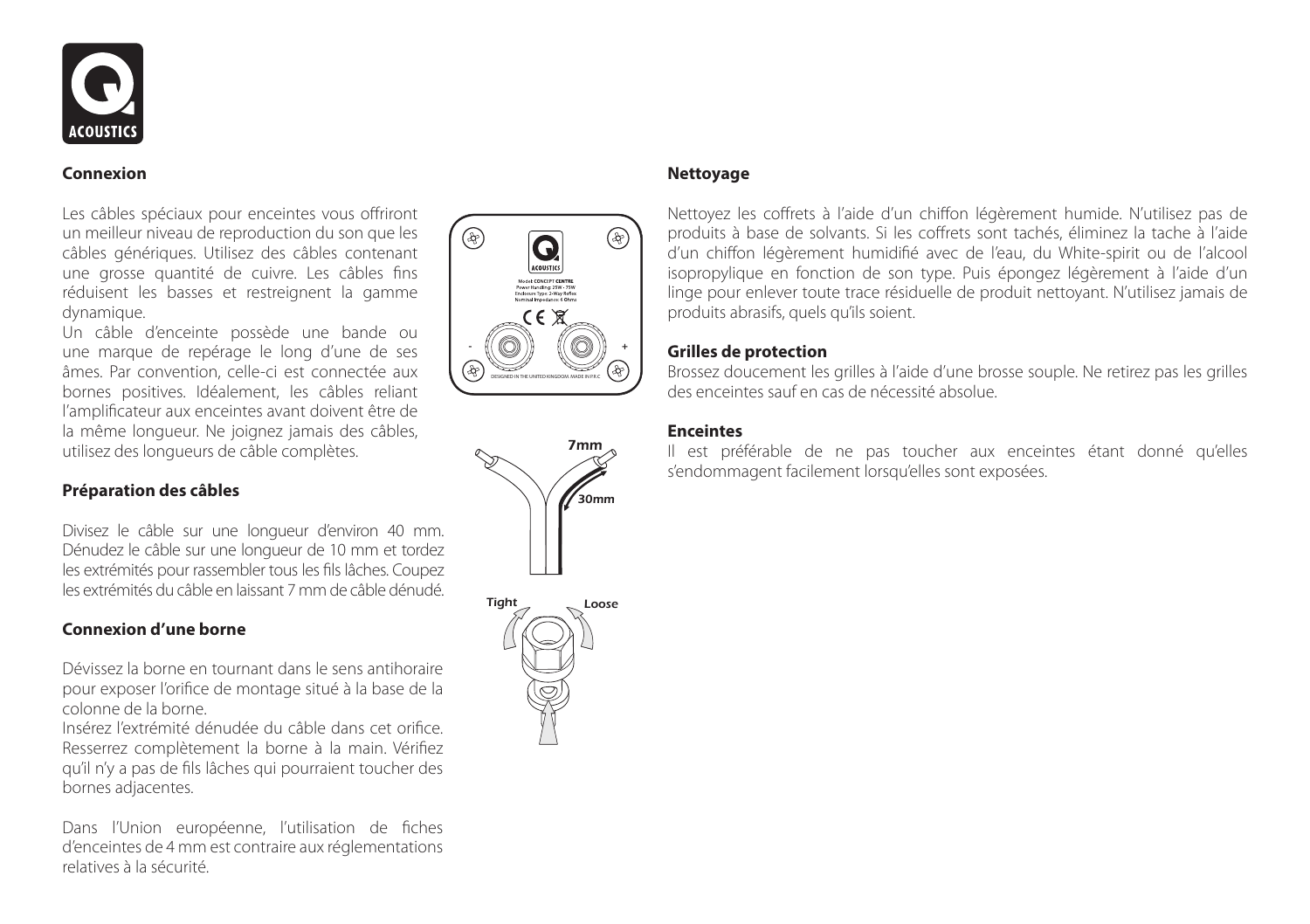## Connexion

Les câbles spéciaux pour enceintes vous offriront un meilleur niveau de reproduction du son que les câbles génériques. Utilisez des câbles contenant une grosse quantité de cuivre. Les câbles fins réduisent les basses et restreignent la gamme dynamique.
Un câble d'enceinte possède une bande ou une marque de repérage le long d'une de ses âmes. Par convention, celle-ci est connectée aux bornes positives. Idéalement, les câbles reliant l'amplificateur aux enceintes avant doivent être de la même longueur. Ne joignez jamais des câbles, utilisez des longueurs de câble complètes.

## Préparation des câbles

Divisez le câble sur une longueur d'environ 40 mm. Dénudez le câble sur une longueur de 10 mm et tordez les extrémités pour rassembler tous les fils lâches. Coupez les extrémités du câble en laissant 7 mm de câble dénudé.

## Connexion d'une borne

Dévissez la borne en tournant dans le sens antihoraire pour exposer l'orifice de montage situé à la base de la colonne de la borne.
Insérez l'extrémité dénudée du câble dans cet orifice. Resserrez complètement la borne à la main. Vérifiez qu'il n'y a pas de fils lâches qui pourraient toucher des bornes adjacentes.

Dans l'Union européenne, l'utilisation de fiches d'enceintes de 4 mm est contraire aux réglementations relatives à la sécurité.

## Nettoyage

Nettoyez les coffrets à l'aide d'un chiffon légèrement humide. N'utilisez pas de produits à base de solvants. Si les coffrets sont tachés, éliminez la tache à l'aide d'un chiffon légèrement humidifié avec de l'eau, du White-spirit ou de l'alcool isopropylique en fonction de son type. Puis épongez légèrement à l'aide d'un linge pour enlever toute trace résiduelle de produit nettoyant. N'utilisez jamais de produits abrasifs, quels qu'ils soient.

### Grilles de protection

Brossez doucement les grilles à l'aide d'une brosse souple. Ne retirez pas les grilles des enceintes sauf en cas de nécessité absolue.

### Enceintes

Il est préférable de ne pas toucher aux enceintes étant donné qu'elles s'endommagent facilement lorsqu'elles sont exposées.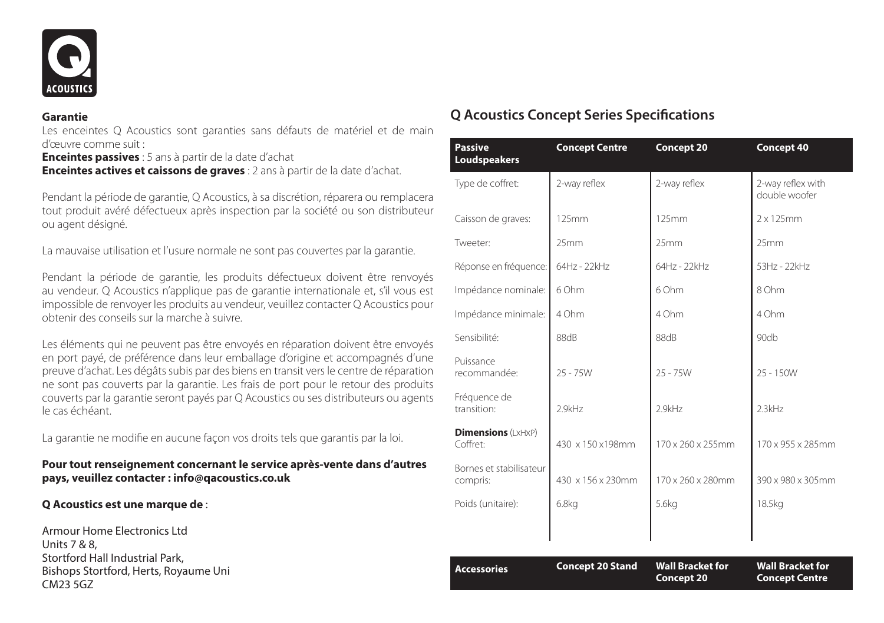**Garantie**

Les enceintes Q Acoustics sont garanties sans défauts de matériel et de main d'œuvre comme suit :

**Enceintes passives** : 5 ans à partir de la date d'achat

**Enceintes actives et caissons de graves** : 2 ans à partir de la date d'achat.

Pendant la période de garantie, Q Acoustics, à sa discrétion, réparera ou remplacera tout produit avéré défectueux après inspection par la société ou son distributeur ou agent désigné.

La mauvaise utilisation et l'usure normale ne sont pas couvertes par la garantie.

Pendant la période de garantie, les produits défectueux doivent être renvoyés au vendeur. Q Acoustics n'applique pas de garantie internationale et, s'il vous est impossible de renvoyer les produits au vendeur, veuillez contacter Q Acoustics pour obtenir des conseils sur la marche à suivre.

Les éléments qui ne peuvent pas être envoyés en réparation doivent être envoyés en port payé, de préférence dans leur emballage d'origine et accompagnés d'une preuve d'achat. Les dégâts subis par des biens en transit vers le centre de réparation ne sont pas couverts par la garantie. Les frais de port pour le retour des produits couverts par la garantie seront payés par Q Acoustics ou ses distributeurs ou agents le cas échéant.

La garantie ne modifie en aucune façon vos droits tels que garantis par la loi.

**Pour tout renseignement concernant le service après-vente dans d'autres pays, veuillez contacter : info@qacoustics.co.uk**

**Q Acoustics est une marque de** :

Armour Home Electronics Ltd
Units 7 & 8,
Stortford Hall Industrial Park,
Bishops Stortford, Herts, Royaume Uni
CM23 5GZ

## Q Acoustics Concept Series Specifications

| Passive Loudspeakers | Concept Centre | Concept 20 | Concept 40 |
|---|---|---|---|
| Type de coffret: | 2-way reflex | 2-way reflex | 2-way reflex with double woofer |
| Caisson de graves: | 125mm | 125mm | 2 x 125mm |
| Tweeter: | 25mm | 25mm | 25mm |
| Réponse en fréquence: | 64Hz - 22kHz | 64Hz - 22kHz | 53Hz - 22kHz |
| Impédance nominale: | 6 Ohm | 6 Ohm | 8 Ohm |
| Impédance minimale: | 4 Ohm | 4 Ohm | 4 Ohm |
| Sensibilité: | 88dB | 88dB | 90db |
| Puissance recommandée: | 25 - 75W | 25 - 75W | 25 - 150W |
| Fréquence de transition: | 2.9kHz | 2.9kHz | 2.3kHz |
| **Dimensions** (LxHxP) Coffret: | 430 x 150 x198mm | 170 x 260 x 255mm | 170 x 955 x 285mm |
| Bornes et stabilisateur compris: | 430 x 156 x 230mm | 170 x 260 x 280mm | 390 x 980 x 305mm |
| Poids (unitaire): | 6.8kg | 5.6kg | 18.5kg |

| Accessories | Concept 20 Stand | Wall Bracket for Concept 20 | Wall Bracket for Concept Centre |
|---|---|---|---|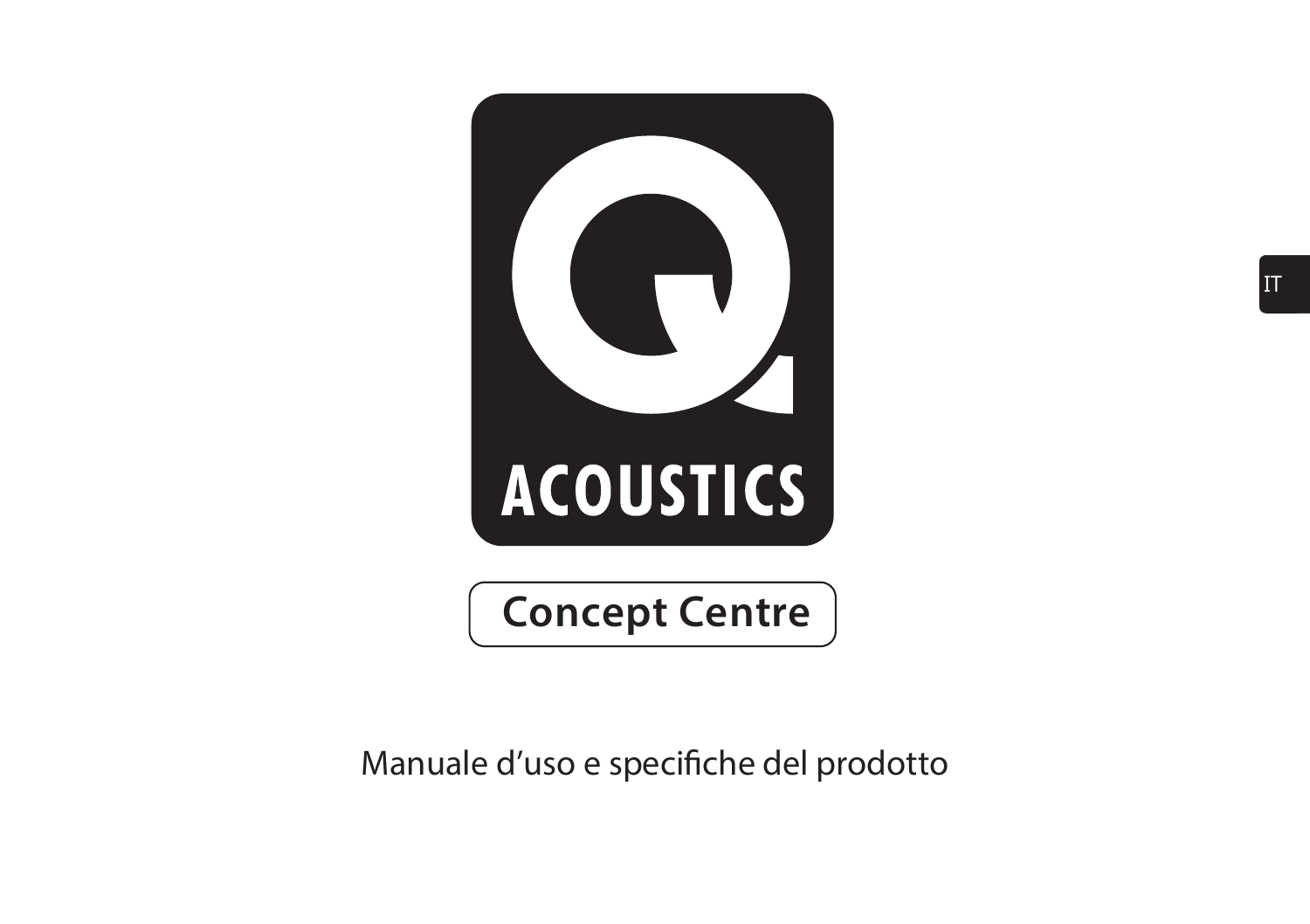ACOUSTICS

# Concept Centre

Manuale d'uso e specifiche del prodotto

IT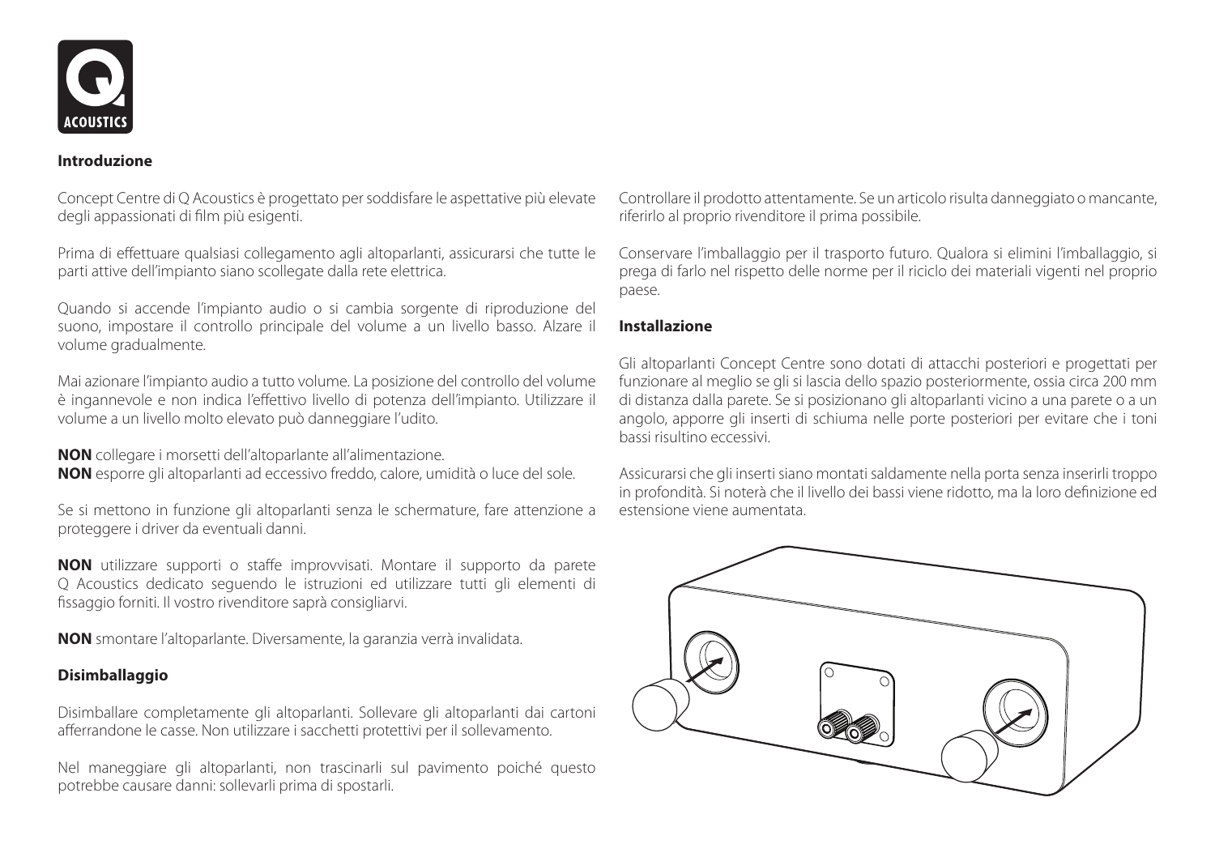## Introduzione

Concept Centre di Q Acoustics è progettato per soddisfare le aspettative più elevate degli appassionati di film più esigenti.

Prima di effettuare qualsiasi collegamento agli altoparlanti, assicurarsi che tutte le parti attive dell'impianto siano scollegate dalla rete elettrica.

Quando si accende l'impianto audio o si cambia sorgente di riproduzione del suono, impostare il controllo principale del volume a un livello basso. Alzare il volume gradualmente.

Mai azionare l'impianto audio a tutto volume. La posizione del controllo del volume è ingannevole e non indica l'effettivo livello di potenza dell'impianto. Utilizzare il volume a un livello molto elevato può danneggiare l'udito.

**NON** collegare i morsetti dell'altoparlante all'alimentazione.
**NON** esporre gli altoparlanti ad eccessivo freddo, calore, umidità o luce del sole.

Se si mettono in funzione gli altoparlanti senza le schermature, fare attenzione a proteggere i driver da eventuali danni.

**NON** utilizzare supporti o staffe improvvisati. Montare il supporto da parete Q Acoustics dedicato seguendo le istruzioni ed utilizzare tutti gli elementi di fissaggio forniti. Il vostro rivenditore saprà consigliarvi.

**NON** smontare l'altoparlante. Diversamente, la garanzia verrà invalidata.

## Disimballaggio

Disimballare completamente gli altoparlanti. Sollevare gli altoparlanti dai cartoni afferrandone le casse. Non utilizzare i sacchetti protettivi per il sollevamento.

Nel maneggiare gli altoparlanti, non trascinarli sul pavimento poiché questo potrebbe causare danni: sollevarli prima di spostarli.

Controllare il prodotto attentamente. Se un articolo risulta danneggiato o mancante, riferirlo al proprio rivenditore il prima possibile.

Conservare l'imballaggio per il trasporto futuro. Qualora si elimini l'imballaggio, si prega di farlo nel rispetto delle norme per il riciclo dei materiali vigenti nel proprio paese.

## Installazione

Gli altoparlanti Concept Centre sono dotati di attacchi posteriori e progettati per funzionare al meglio se gli si lascia dello spazio posteriormente, ossia circa 200 mm di distanza dalla parete. Se si posizionano gli altoparlanti vicino a una parete o a un angolo, apporre gli inserti di schiuma nelle porte posteriori per evitare che i toni bassi risultino eccessivi.

Assicurarsi che gli inserti siano montati saldamente nella porta senza inserirli troppo in profondità. Si noterà che il livello dei bassi viene ridotto, ma la loro definizione ed estensione viene aumentata.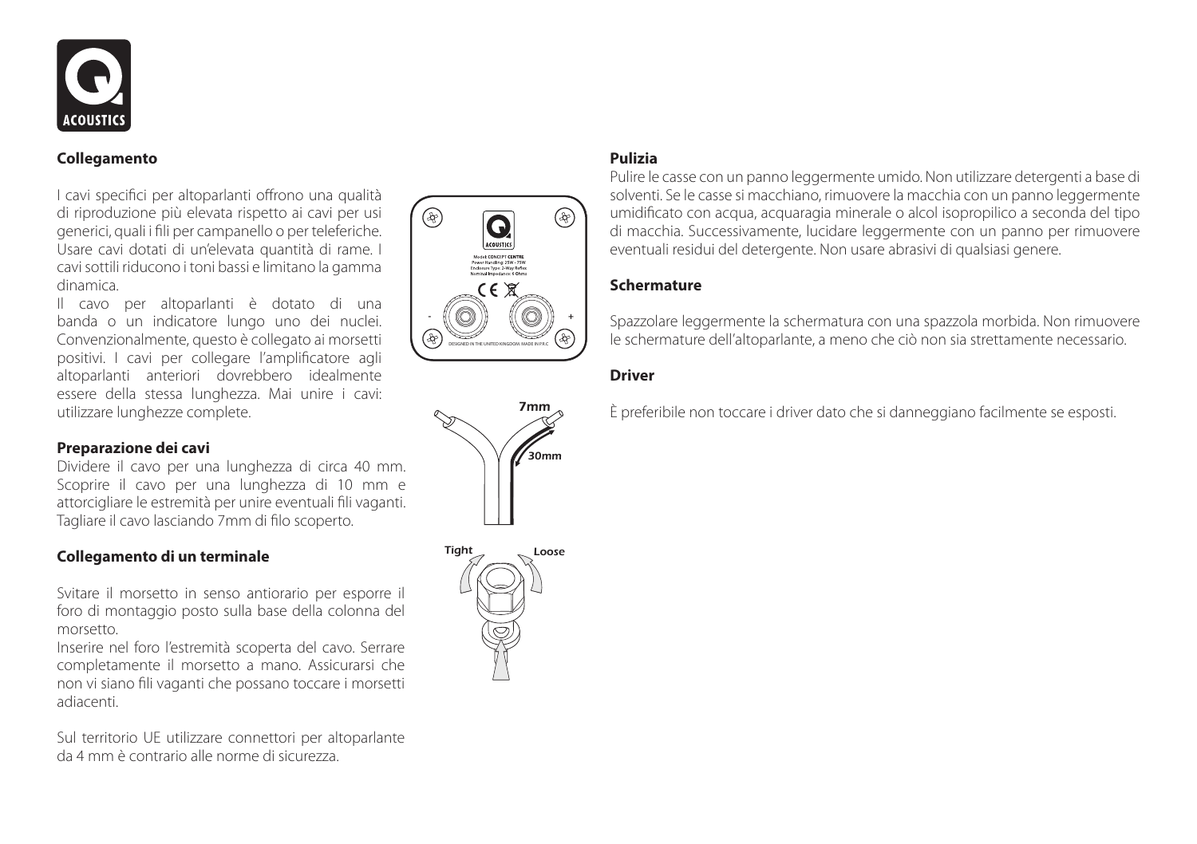## Collegamento

I cavi specifici per altoparlanti offrono una qualità di riproduzione più elevata rispetto ai cavi per usi generici, quali i fili per campanello o per teleferiche. Usare cavi dotati di un'elevata quantità di rame. I cavi sottili riducono i toni bassi e limitano la gamma dinamica.

Il cavo per altoparlanti è dotato di una banda o un indicatore lungo uno dei nuclei. Convenzionalmente, questo è collegato ai morsetti positivi. I cavi per collegare l'amplificatore agli altoparlanti anteriori dovrebbero idealmente essere della stessa lunghezza. Mai unire i cavi: utilizzare lunghezze complete.

### Preparazione dei cavi

Dividere il cavo per una lunghezza di circa 40 mm. Scoprire il cavo per una lunghezza di 10 mm e attorcigliare le estremità per unire eventuali fili vaganti. Tagliare il cavo lasciando 7mm di filo scoperto.

### Collegamento di un terminale

Svitare il morsetto in senso antiorario per esporre il foro di montaggio posto sulla base della colonna del morsetto.

Inserire nel foro l'estremità scoperta del cavo. Serrare completamente il morsetto a mano. Assicurarsi che non vi siano fili vaganti che possano toccare i morsetti adiacenti.

Sul territorio UE utilizzare connettori per altoparlante da 4 mm è contrario alle norme di sicurezza.

## Pulizia

Pulire le casse con un panno leggermente umido. Non utilizzare detergenti a base di solventi. Se le casse si macchiano, rimuovere la macchia con un panno leggermente umidificato con acqua, acquaragia minerale o alcol isopropilico a seconda del tipo di macchia. Successivamente, lucidare leggermente con un panno per rimuovere eventuali residui del detergente. Non usare abrasivi di qualsiasi genere.

## Schermature

Spazzolare leggermente la schermatura con una spazzola morbida. Non rimuovere le schermature dell'altoparlante, a meno che ciò non sia strettamente necessario.

## Driver

È preferibile non toccare i driver dato che si danneggiano facilmente se esposti.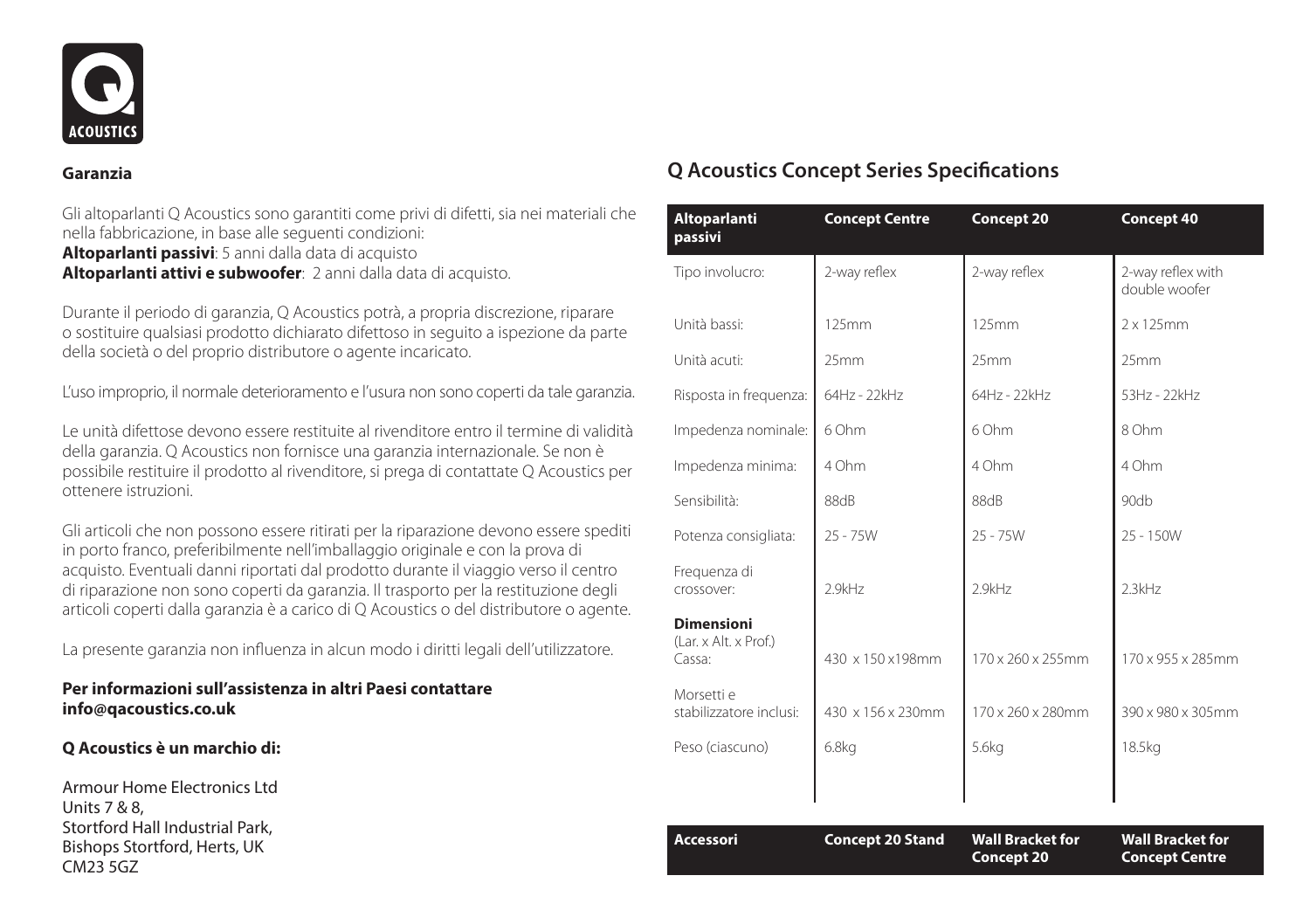## Garanzia

Gli altoparlanti Q Acoustics sono garantiti come privi di difetti, sia nei materiali che nella fabbricazione, in base alle seguenti condizioni:
**Altoparlanti passivi**: 5 anni dalla data di acquisto
**Altoparlanti attivi e subwoofer**: 2 anni dalla data di acquisto.

Durante il periodo di garanzia, Q Acoustics potrà, a propria discrezione, riparare o sostituire qualsiasi prodotto dichiarato difettoso in seguito a ispezione da parte della società o del proprio distributore o agente incaricato.

L'uso improprio, il normale deterioramento e l'usura non sono coperti da tale garanzia.

Le unità difettose devono essere restituite al rivenditore entro il termine di validità della garanzia. Q Acoustics non fornisce una garanzia internazionale. Se non è possibile restituire il prodotto al rivenditore, si prega di contattate Q Acoustics per ottenere istruzioni.

Gli articoli che non possono essere ritirati per la riparazione devono essere spediti in porto franco, preferibilmente nell'imballaggio originale e con la prova di acquisto. Eventuali danni riportati dal prodotto durante il viaggio verso il centro di riparazione non sono coperti da garanzia. Il trasporto per la restituzione degli articoli coperti dalla garanzia è a carico di Q Acoustics o del distributore o agente.

La presente garanzia non influenza in alcun modo i diritti legali dell'utilizzatore.

**Per informazioni sull'assistenza in altri Paesi contattare info@qacoustics.co.uk**

**Q Acoustics è un marchio di:**

Armour Home Electronics Ltd
Units 7 & 8,
Stortford Hall Industrial Park,
Bishops Stortford, Herts, UK
CM23 5GZ

## Q Acoustics Concept Series Specifications

| Altoparlanti passivi | Concept Centre | Concept 20 | Concept 40 |
|---|---|---|---|
| Tipo involucro: | 2-way reflex | 2-way reflex | 2-way reflex with double woofer |
| Unità bassi: | 125mm | 125mm | 2 x 125mm |
| Unità acuti: | 25mm | 25mm | 25mm |
| Risposta in frequenza: | 64Hz - 22kHz | 64Hz - 22kHz | 53Hz - 22kHz |
| Impedenza nominale: | 6 Ohm | 6 Ohm | 8 Ohm |
| Impedenza minima: | 4 Ohm | 4 Ohm | 4 Ohm |
| Sensibilità: | 88dB | 88dB | 90db |
| Potenza consigliata: | 25 - 75W | 25 - 75W | 25 - 150W |
| Frequenza di crossover: | 2.9kHz | 2.9kHz | 2.3kHz |
| **Dimensioni** (Lar. x Alt. x Prof.) Cassa: | 430 x 150 x198mm | 170 x 260 x 255mm | 170 x 955 x 285mm |
| Morsetti e stabilizzatore inclusi: | 430 x 156 x 230mm | 170 x 260 x 280mm | 390 x 980 x 305mm |
| Peso (ciascuno) | 6.8kg | 5.6kg | 18.5kg |

| Accessori | Concept 20 Stand | Wall Bracket for Concept 20 | Wall Bracket for Concept Centre |
|---|---|---|---|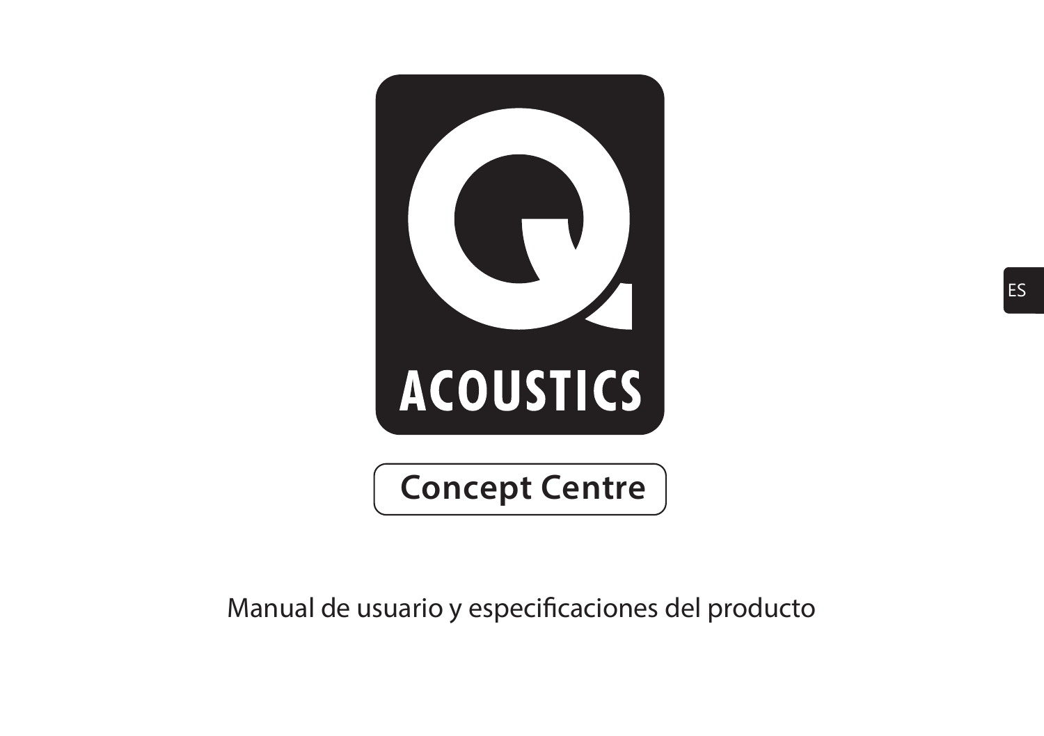Q ACOUSTICS

# Concept Centre

Manual de usuario y especificaciones del producto

ES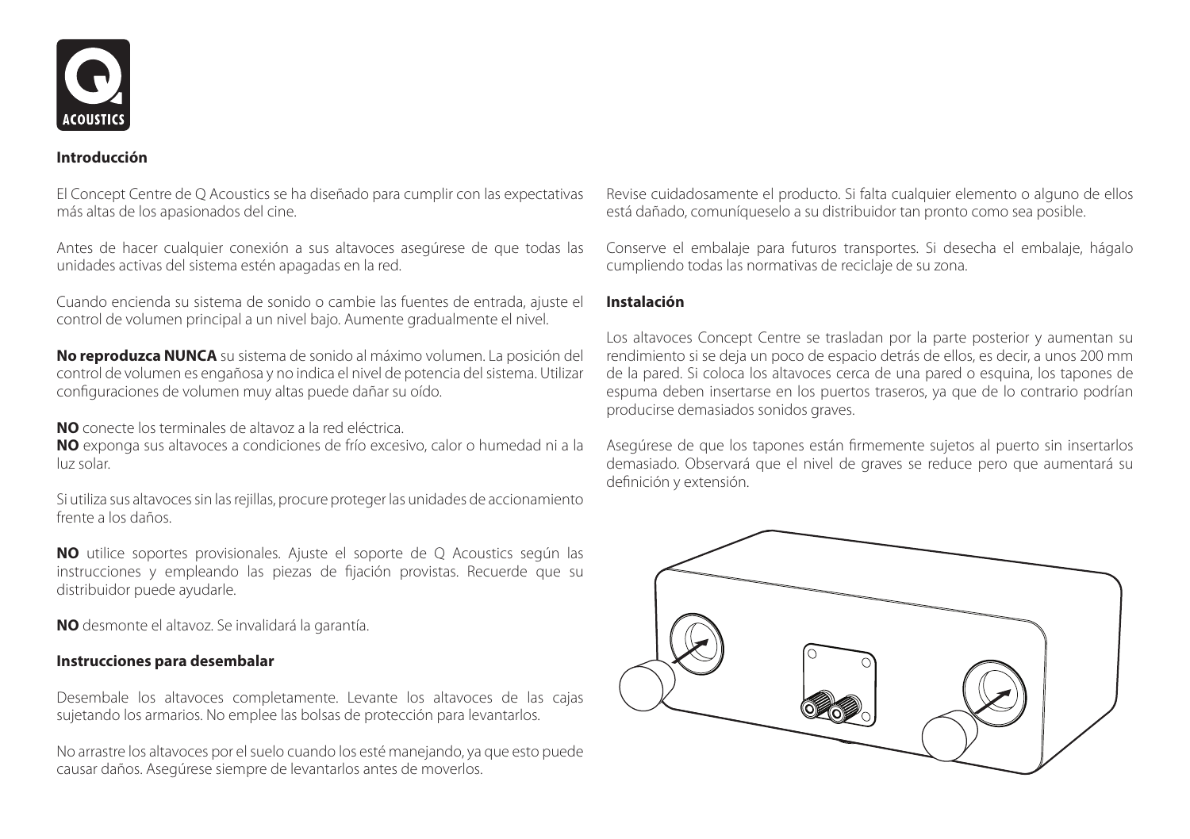## Introducción

El Concept Centre de Q Acoustics se ha diseñado para cumplir con las expectativas más altas de los apasionados del cine.

Antes de hacer cualquier conexión a sus altavoces asegúrese de que todas las unidades activas del sistema estén apagadas en la red.

Cuando encienda su sistema de sonido o cambie las fuentes de entrada, ajuste el control de volumen principal a un nivel bajo. Aumente gradualmente el nivel.

**No reproduzca NUNCA** su sistema de sonido al máximo volumen. La posición del control de volumen es engañosa y no indica el nivel de potencia del sistema. Utilizar configuraciones de volumen muy altas puede dañar su oído.

**NO** conecte los terminales de altavoz a la red eléctrica.
**NO** exponga sus altavoces a condiciones de frío excesivo, calor o humedad ni a la luz solar.

Si utiliza sus altavoces sin las rejillas, procure proteger las unidades de accionamiento frente a los daños.

**NO** utilice soportes provisionales. Ajuste el soporte de Q Acoustics según las instrucciones y empleando las piezas de fijación provistas. Recuerde que su distribuidor puede ayudarle.

**NO** desmonte el altavoz. Se invalidará la garantía.

## Instrucciones para desembalar

Desembale los altavoces completamente. Levante los altavoces de las cajas sujetando los armarios. No emplee las bolsas de protección para levantarlos.

No arrastre los altavoces por el suelo cuando los esté manejando, ya que esto puede causar daños. Asegúrese siempre de levantarlos antes de moverlos.

Revise cuidadosamente el producto. Si falta cualquier elemento o alguno de ellos está dañado, comuníqueselo a su distribuidor tan pronto como sea posible.

Conserve el embalaje para futuros transportes. Si desecha el embalaje, hágalo cumpliendo todas las normativas de reciclaje de su zona.

## Instalación

Los altavoces Concept Centre se trasladan por la parte posterior y aumentan su rendimiento si se deja un poco de espacio detrás de ellos, es decir, a unos 200 mm de la pared. Si coloca los altavoces cerca de una pared o esquina, los tapones de espuma deben insertarse en los puertos traseros, ya que de lo contrario podrían producirse demasiados sonidos graves.

Asegúrese de que los tapones están firmemente sujetos al puerto sin insertarlos demasiado. Observará que el nivel de graves se reduce pero que aumentará su definición y extensión.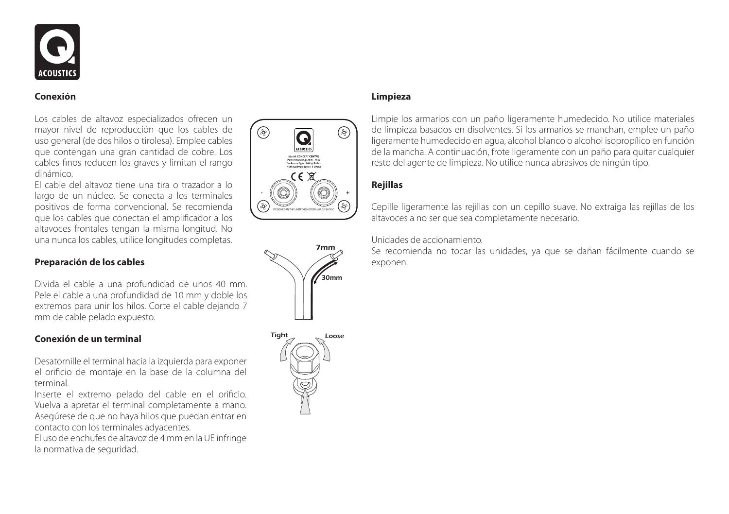## Conexión

Los cables de altavoz especializados ofrecen un mayor nivel de reproducción que los cables de uso general (de dos hilos o tirolesa). Emplee cables que contengan una gran cantidad de cobre. Los cables finos reducen los graves y limitan el rango dinámico.

El cable del altavoz tiene una tira o trazador a lo largo de un núcleo. Se conecta a los terminales positivos de forma convencional. Se recomienda que los cables que conectan el amplificador a los altavoces frontales tengan la misma longitud. No una nunca los cables, utilice longitudes completas.

## Preparación de los cables

Divida el cable a una profundidad de unos 40 mm. Pele el cable a una profundidad de 10 mm y doble los extremos para unir los hilos. Corte el cable dejando 7 mm de cable pelado expuesto.

## Conexión de un terminal

Desatornille el terminal hacia la izquierda para exponer el orificio de montaje en la base de la columna del terminal.

Inserte el extremo pelado del cable en el orificio. Vuelva a apretar el terminal completamente a mano. Asegúrese de que no haya hilos que puedan entrar en contacto con los terminales adyacentes.

El uso de enchufes de altavoz de 4 mm en la UE infringe la normativa de seguridad.

## Limpieza

Limpie los armarios con un paño ligeramente humedecido. No utilice materiales de limpieza basados en disolventes. Si los armarios se manchan, emplee un paño ligeramente humedecido en agua, alcohol blanco o alcohol isopropílico en función de la mancha. A continuación, frote ligeramente con un paño para quitar cualquier resto del agente de limpieza. No utilice nunca abrasivos de ningún tipo.

## Rejillas

Cepille ligeramente las rejillas con un cepillo suave. No extraiga las rejillas de los altavoces a no ser que sea completamente necesario.

Unidades de accionamiento.

Se recomienda no tocar las unidades, ya que se dañan fácilmente cuando se exponen.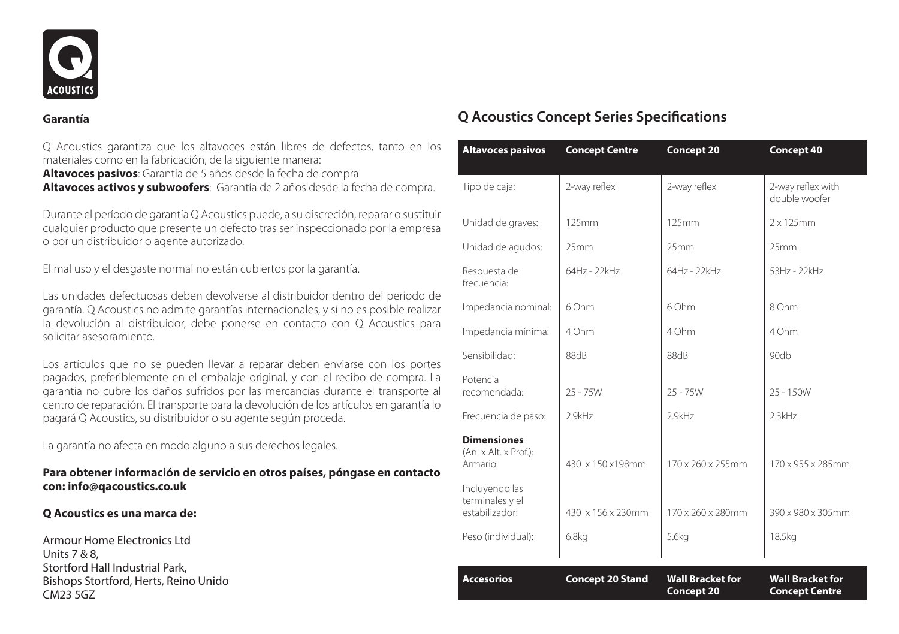## Garantía

Q Acoustics garantiza que los altavoces están libres de defectos, tanto en los materiales como en la fabricación, de la siguiente manera:
**Altavoces pasivos**: Garantía de 5 años desde la fecha de compra
**Altavoces activos y subwoofers**: Garantía de 2 años desde la fecha de compra.

Durante el período de garantía Q Acoustics puede, a su discreción, reparar o sustituir cualquier producto que presente un defecto tras ser inspeccionado por la empresa o por un distribuidor o agente autorizado.

El mal uso y el desgaste normal no están cubiertos por la garantía.

Las unidades defectuosas deben devolverse al distribuidor dentro del periodo de garantía. Q Acoustics no admite garantías internacionales, y si no es posible realizar la devolución al distribuidor, debe ponerse en contacto con Q Acoustics para solicitar asesoramiento.

Los artículos que no se pueden llevar a reparar deben enviarse con los portes pagados, preferiblemente en el embalaje original, y con el recibo de compra. La garantía no cubre los daños sufridos por las mercancías durante el transporte al centro de reparación. El transporte para la devolución de los artículos en garantía lo pagará Q Acoustics, su distribuidor o su agente según proceda.

La garantía no afecta en modo alguno a sus derechos legales.

**Para obtener información de servicio en otros países, póngase en contacto con: info@qacoustics.co.uk**

**Q Acoustics es una marca de:**

Armour Home Electronics Ltd
Units 7 & 8,
Stortford Hall Industrial Park,
Bishops Stortford, Herts, Reino Unido
CM23 5GZ

## Q Acoustics Concept Series Specifications

| Altavoces pasivos | Concept Centre | Concept 20 | Concept 40 |
|---|---|---|---|
| Tipo de caja: | 2-way reflex | 2-way reflex | 2-way reflex with double woofer |
| Unidad de graves: | 125mm | 125mm | 2 x 125mm |
| Unidad de agudos: | 25mm | 25mm | 25mm |
| Respuesta de frecuencia: | 64Hz - 22kHz | 64Hz - 22kHz | 53Hz - 22kHz |
| Impedancia nominal: | 6 Ohm | 6 Ohm | 8 Ohm |
| Impedancia mínima: | 4 Ohm | 4 Ohm | 4 Ohm |
| Sensibilidad: | 88dB | 88dB | 90db |
| Potencia recomendada: | 25 - 75W | 25 - 75W | 25 - 150W |
| Frecuencia de paso: | 2.9kHz | 2.9kHz | 2.3kHz |
| **Dimensiones** (An. x Alt. x Prof.): Armario | 430 x 150 x198mm | 170 x 260 x 255mm | 170 x 955 x 285mm |
| Incluyendo las terminales y el estabilizador: | 430 x 156 x 230mm | 170 x 260 x 280mm | 390 x 980 x 305mm |
| Peso (individual): | 6.8kg | 5.6kg | 18.5kg |
| **Accesorios** | **Concept 20 Stand** | **Wall Bracket for Concept 20** | **Wall Bracket for Concept Centre** |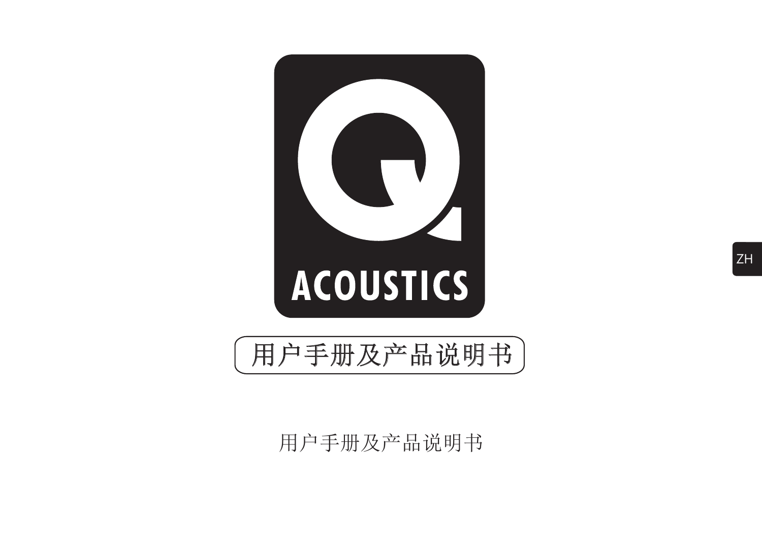ACOUSTICS

# 用户手册及产品说明书

用户手册及产品说明书

ZH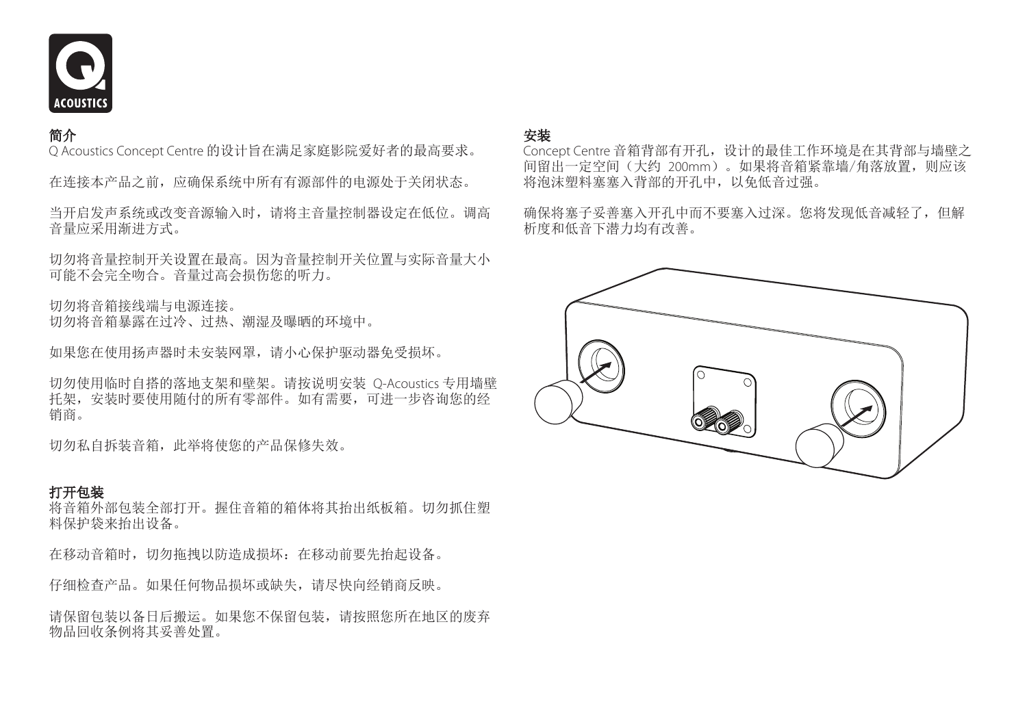## 简介

Q Acoustics Concept Centre 的设计旨在满足家庭影院爱好者的最高要求。

在连接本产品之前，应确保系统中所有有源部件的电源处于关闭状态。

当开启发声系统或改变音源输入时，请将主音量控制器设定在低位。调高音量应采用渐进方式。

切勿将音量控制开关设置在最高。因为音量控制开关位置与实际音量大小可能不会完全吻合。音量过高会损伤您的听力。

切勿将音箱接线端与电源连接。
切勿将音箱暴露在过冷、过热、潮湿及曝晒的环境中。

如果您在使用扬声器时未安装网罩，请小心保护驱动器免受损坏。

切勿使用临时自搭的落地支架和壁架。请按说明安装 Q-Acoustics 专用墙壁托架，安装时要使用随付的所有零部件。如有需要，可进一步咨询您的经销商。

切勿私自拆装音箱，此举将使您的产品保修失效。

## 打开包装

将音箱外部包装全部打开。握住音箱的箱体将其抬出纸板箱。切勿抓住塑料保护袋来抬出设备。

在移动音箱时，切勿拖拽以防造成损坏：在移动前要先抬起设备。

仔细检查产品。如果任何物品损坏或缺失，请尽快向经销商反映。

请保留包装以备日后搬运。如果您不保留包装，请按照您所在地区的废弃物品回收条例将其妥善处置。

## 安装

Concept Centre 音箱背部有开孔，设计的最佳工作环境是在其背部与墙壁之间留出一定空间（大约 200mm）。如果将音箱紧靠墙/角落放置，则应该将泡沫塑料塞塞入背部的开孔中，以免低音过强。

确保将塞子妥善塞入开孔中而不要塞入过深。您将发现低音减轻了，但解析度和低音下潜力均有改善。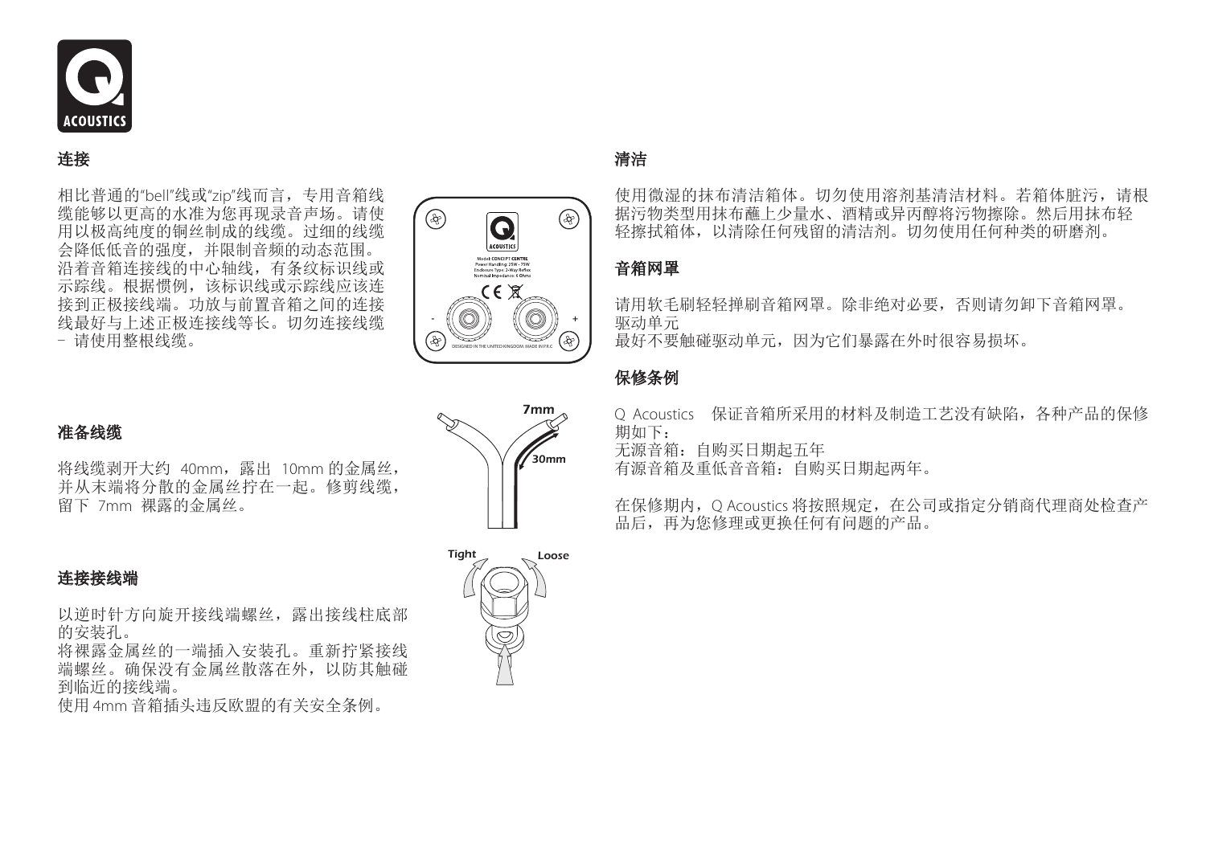## 连接

相比普通的"bell"线或"zip"线而言，专用音箱线缆能够以更高的水准为您再现录音声场。请使用以极高纯度的铜丝制成的线缆。过细的线缆会降低低音的强度，并限制音频的动态范围。沿着音箱连接线的中心轴线，有条纹标识线或示踪线。根据惯例，该标识线或示踪线应该连接到正极接线端。功放与前置音箱之间的连接线最好与上述正极连接线等长。切勿连接线缆 – 请使用整根线缆。

## 准备线缆

将线缆剥开大约 40mm，露出 10mm 的金属丝，并从末端将分散的金属丝拧在一起。修剪线缆，留下 7mm 裸露的金属丝。

## 连接接线端

以逆时针方向旋开接线端螺丝，露出接线柱底部的安装孔。
将裸露金属丝的一端插入安装孔。重新拧紧接线端螺丝。确保没有金属丝散落在外，以防其触碰到临近的接线端。
使用 4mm 音箱插头违反欧盟的有关安全条例。

## 清洁

使用微湿的抹布清洁箱体。切勿使用溶剂基清洁材料。若箱体脏污，请根据污物类型用抹布蘸上少量水、酒精或异丙醇将污物擦除。然后用抹布轻轻擦拭箱体，以清除任何残留的清洁剂。切勿使用任何种类的研磨剂。

## 音箱网罩

请用软毛刷轻轻掸刷音箱网罩。除非绝对必要，否则请勿卸下音箱网罩。
驱动单元
最好不要触碰驱动单元，因为它们暴露在外时很容易损坏。

## 保修条例

Q Acoustics 保证音箱所采用的材料及制造工艺没有缺陷，各种产品的保修期如下：
无源音箱：自购买日期起五年
有源音箱及重低音音箱：自购买日期起两年。

在保修期内，Q Acoustics 将按照规定，在公司或指定分销商代理商处检查产品后，再为您修理或更换任何有问题的产品。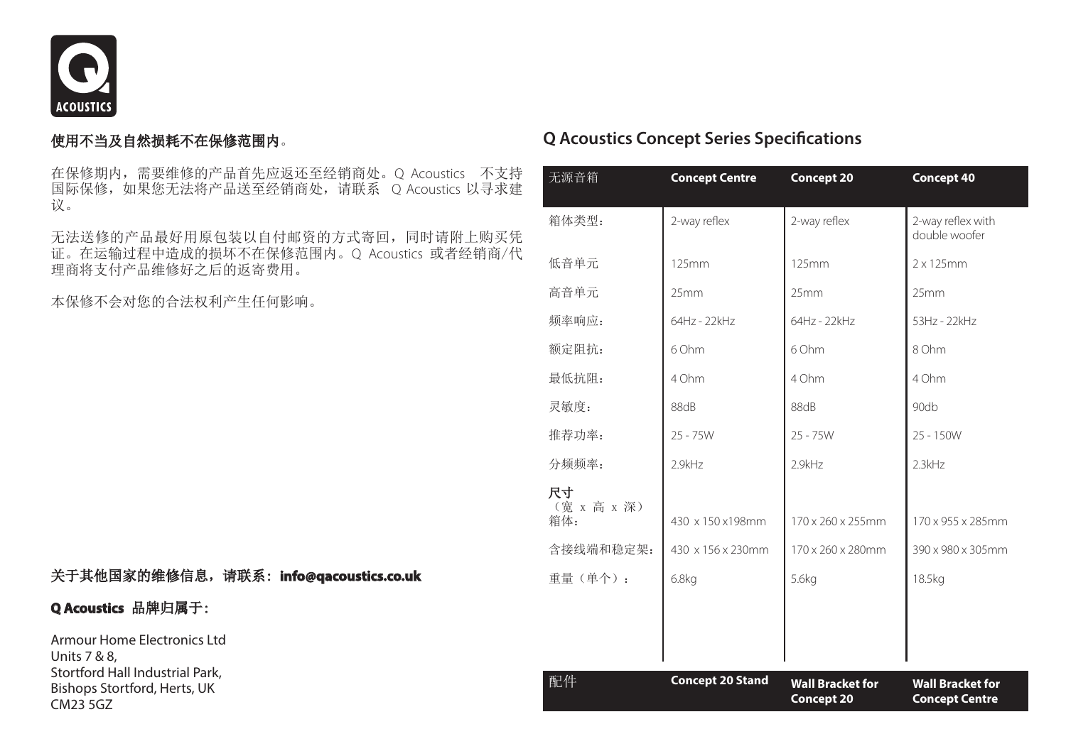**使用不当及自然损耗不在保修范围内**。

在保修期内，需要维修的产品首先应返还至经销商处。Q Acoustics 不支持国际保修，如果您无法将产品送至经销商处，请联系 Q Acoustics 以寻求建议。

无法送修的产品最好用原包装以自付邮资的方式寄回，同时请附上购买凭证。在运输过程中造成的损坏不在保修范围内。Q Acoustics 或者经销商/代理商将支付产品维修好之后的返寄费用。

本保修不会对您的合法权利产生任何影响。

**关于其他国家的维修信息，请联系：info@qacoustics.co.uk**

**Q Acoustics 品牌归属于：**

Armour Home Electronics Ltd
Units 7 & 8,
Stortford Hall Industrial Park,
Bishops Stortford, Herts, UK
CM23 5GZ

## Q Acoustics Concept Series Specifications

| 无源音箱 | Concept Centre | Concept 20 | Concept 40 |
| --- | --- | --- | --- |
| 箱体类型： | 2-way reflex | 2-way reflex | 2-way reflex with double woofer |
| 低音单元 | 125mm | 125mm | 2 x 125mm |
| 高音单元 | 25mm | 25mm | 25mm |
| 频率响应： | 64Hz - 22kHz | 64Hz - 22kHz | 53Hz - 22kHz |
| 额定阻抗： | 6 Ohm | 6 Ohm | 8 Ohm |
| 最低抗阻： | 4 Ohm | 4 Ohm | 4 Ohm |
| 灵敏度： | 88dB | 88dB | 90db |
| 推荐功率： | 25 - 75W | 25 - 75W | 25 - 150W |
| 分频频率： | 2.9kHz | 2.9kHz | 2.3kHz |
| **尺寸** （宽 x 高 x 深） 箱体： | 430 x 150 x198mm | 170 x 260 x 255mm | 170 x 955 x 285mm |
| 含接线端和稳定架： | 430 x 156 x 230mm | 170 x 260 x 280mm | 390 x 980 x 305mm |
| 重量（单个）： | 6.8kg | 5.6kg | 18.5kg |
| 配件 | Concept 20 Stand | Wall Bracket for Concept 20 | Wall Bracket for Concept Centre |